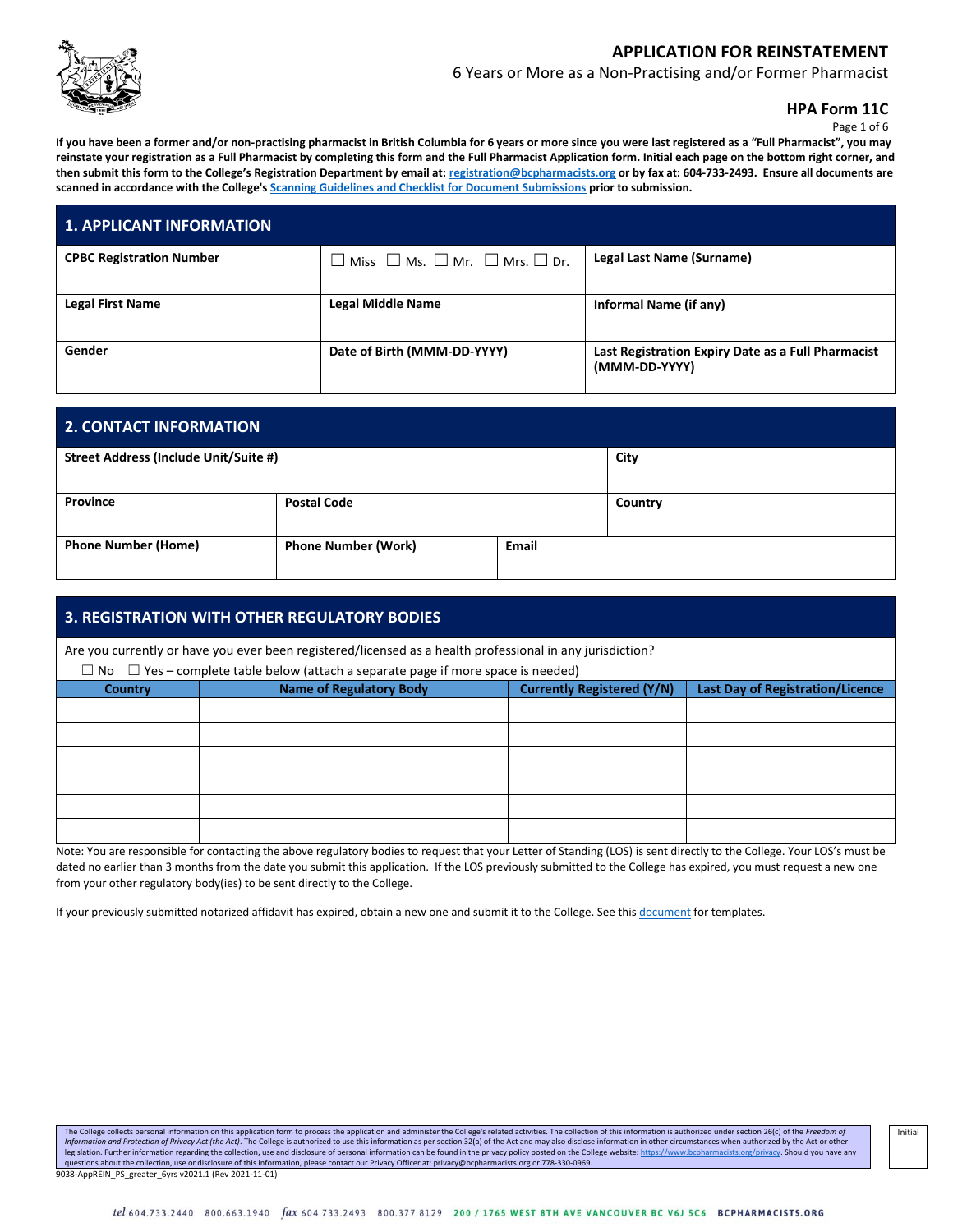# APPLICATION FOR REINSTATEMENT

6 Years or More as a Non-Practising and/or Former Pharmacist

**HPA Form 11C**

**If you have been a former and/or non-practising pharmacist in British Columbia for 6 years or more since you were last registered as a "Full Pharmacist", you may reinstate your registration as a Full Pharmacist by completing this form and the Full Pharmacist Application form. Initial each page on the bottom right corner, and then submit this form to the College's Registration Department by email at: registration@bcpharmacists.org or by fax at: 604-733-2493. Ensure all documents are scanned in accordance with the College's Scanning Guidelines and Checklist for Document Submissions prior to submission.**

## 1. APPLICANT INFORMATION

| **CPBC Registration Number** | ☐ Miss ☐ Ms. ☐ Mr. ☐ Mrs. ☐ Dr. | **Legal Last Name (Surname)** |
|---|---|---|
| **Legal First Name** | **Legal Middle Name** | **Informal Name (if any)** |
| **Gender** | **Date of Birth (MMM-DD-YYYY)** | **Last Registration Expiry Date as a Full Pharmacist (MMM-DD-YYYY)** |

## 2. CONTACT INFORMATION

| **Street Address (Include Unit/Suite #)** | | | **City** |
|---|---|---|---|
| **Province** | **Postal Code** | | **Country** |
| **Phone Number (Home)** | **Phone Number (Work)** | **Email** | |

## 3. REGISTRATION WITH OTHER REGULATORY BODIES

Are you currently or have you ever been registered/licensed as a health professional in any jurisdiction?

☐ No ☐ Yes – complete table below (attach a separate page if more space is needed)

| Country | Name of Regulatory Body | Currently Registered (Y/N) | Last Day of Registration/Licence |
|---|---|---|---|
| | | | |
| | | | |
| | | | |
| | | | |
| | | | |
| | | | |

Note: You are responsible for contacting the above regulatory bodies to request that your Letter of Standing (LOS) is sent directly to the College. Your LOS's must be dated no earlier than 3 months from the date you submit this application. If the LOS previously submitted to the College has expired, you must request a new one from your other regulatory body(ies) to be sent directly to the College.

If your previously submitted notarized affidavit has expired, obtain a new one and submit it to the College. See this document for templates.

The College collects personal information on this application form to process the application and administer the College's related activities. The collection of this information is authorized under section 26(c) of the *Freedom of Information and Protection of Privacy Act (the Act)*. The College is authorized to use this information as per section 32(a) of the Act and may also disclose information in other circumstances when authorized by the Act or other legislation. Further information regarding the collection, use and disclosure of personal information can be found in the privacy policy posted on the College website: https://www.bcpharmacists.org/privacy. Should you have any questions about the collection, use or disclosure of this information, please contact our Privacy Officer at: privacy@bcpharmacists.org or 778-330-0969.

Initial

9038-AppREIN_PS_greater_6yrs v2021.1 (Rev 2021-11-01)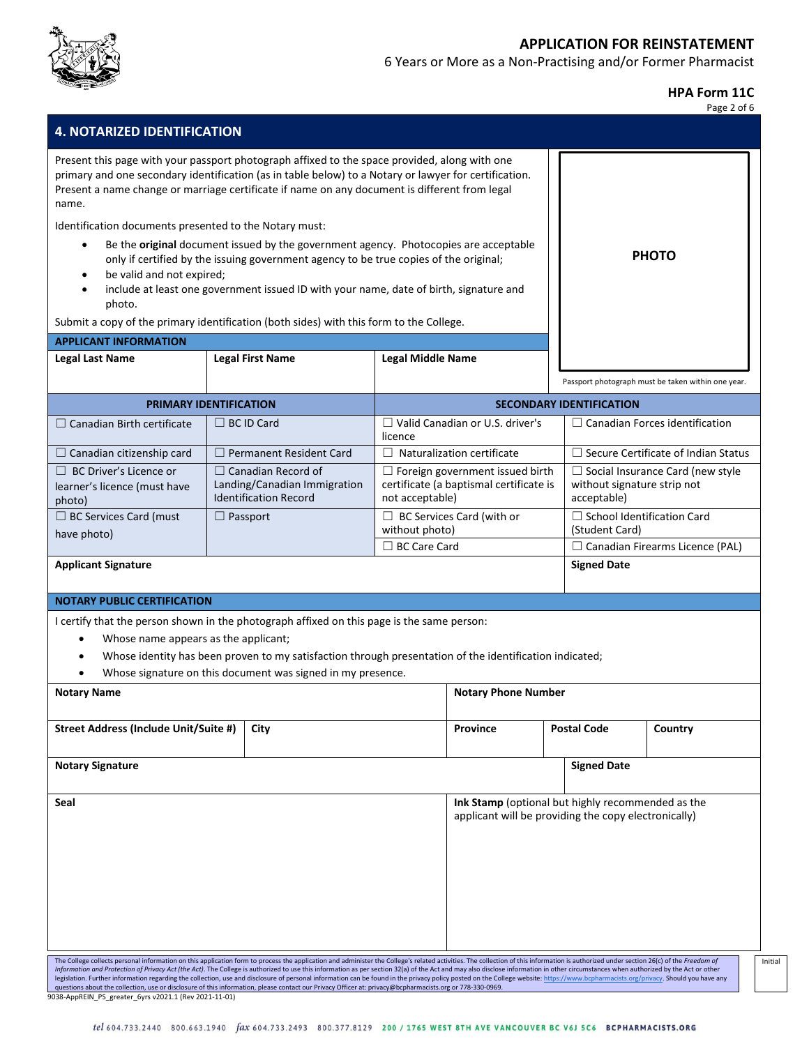# APPLICATION FOR REINSTATEMENT

6 Years or More as a Non-Practising and/or Former Pharmacist

**HPA Form 11C**

## 4. NOTARIZED IDENTIFICATION

Present this page with your passport photograph affixed to the space provided, along with one primary and one secondary identification (as in table below) to a Notary or lawyer for certification. Present a name change or marriage certificate if name on any document is different from legal name.

Identification documents presented to the Notary must:

- Be the **original** document issued by the government agency. Photocopies are acceptable only if certified by the issuing government agency to be true copies of the original;
- be valid and not expired;
- include at least one government issued ID with your name, date of birth, signature and photo.

Submit a copy of the primary identification (both sides) with this form to the College.

**PHOTO**

Passport photograph must be taken within one year.

### APPLICANT INFORMATION

| Legal Last Name | Legal First Name | Legal Middle Name |
|---|---|---|
| | | |

| PRIMARY IDENTIFICATION | | SECONDARY IDENTIFICATION | |
|---|---|---|---|
| ☐ Canadian Birth certificate | ☐ BC ID Card | ☐ Valid Canadian or U.S. driver's licence | ☐ Canadian Forces identification |
| ☐ Canadian citizenship card | ☐ Permanent Resident Card | ☐ Naturalization certificate | ☐ Secure Certificate of Indian Status |
| ☐ BC Driver's Licence or learner's licence (must have photo) | ☐ Canadian Record of Landing/Canadian Immigration Identification Record | ☐ Foreign government issued birth certificate (a baptismal certificate is not acceptable) | ☐ Social Insurance Card (new style without signature strip not acceptable) |
| ☐ BC Services Card (must have photo) | ☐ Passport | ☐ BC Services Card (with or without photo) | ☐ School Identification Card (Student Card) |
| | | ☐ BC Care Card | ☐ Canadian Firearms Licence (PAL) |

| Applicant Signature | Signed Date |
|---|---|
| | |

### NOTARY PUBLIC CERTIFICATION

I certify that the person shown in the photograph affixed on this page is the same person:

- Whose name appears as the applicant;
- Whose identity has been proven to my satisfaction through presentation of the identification indicated;
- Whose signature on this document was signed in my presence.

| Notary Name | | Notary Phone Number | | |
|---|---|---|---|---|
| **Street Address (Include Unit/Suite #)** | **City** | **Province** | **Postal Code** | **Country** |
| | | | | |

| Notary Signature | Signed Date |
|---|---|
| | |

| Seal | Ink Stamp (optional but highly recommended as the applicant will be providing the copy electronically) |
|---|---|
| | |

The College collects personal information on this application form to process the application and administer the College's related activities. The collection of this information is authorized under section 26(c) of the *Freedom of Information and Protection of Privacy Act (the Act)*. The College is authorized to use this information as per section 32(a) of the Act and may also disclose information in other circumstances when authorized by the Act or other legislation. Further information regarding the collection, use and disclosure of personal information can be found in the privacy policy posted on the College website: https://www.bcpharmacists.org/privacy. Should you have any questions about the collection, use or disclosure of this information, please contact our Privacy Officer at: privacy@bcpharmacists.org or 778-330-0969.

Initial

9038-AppREIN_PS_greater_6yrs v2021.1 (Rev 2021-11-01)

tel 604.733.2440 800.663.1940 fax 604.733.2493 800.377.8129 200 / 1765 WEST 8TH AVE VANCOUVER BC V6J 5C6 BCPHARMACISTS.ORG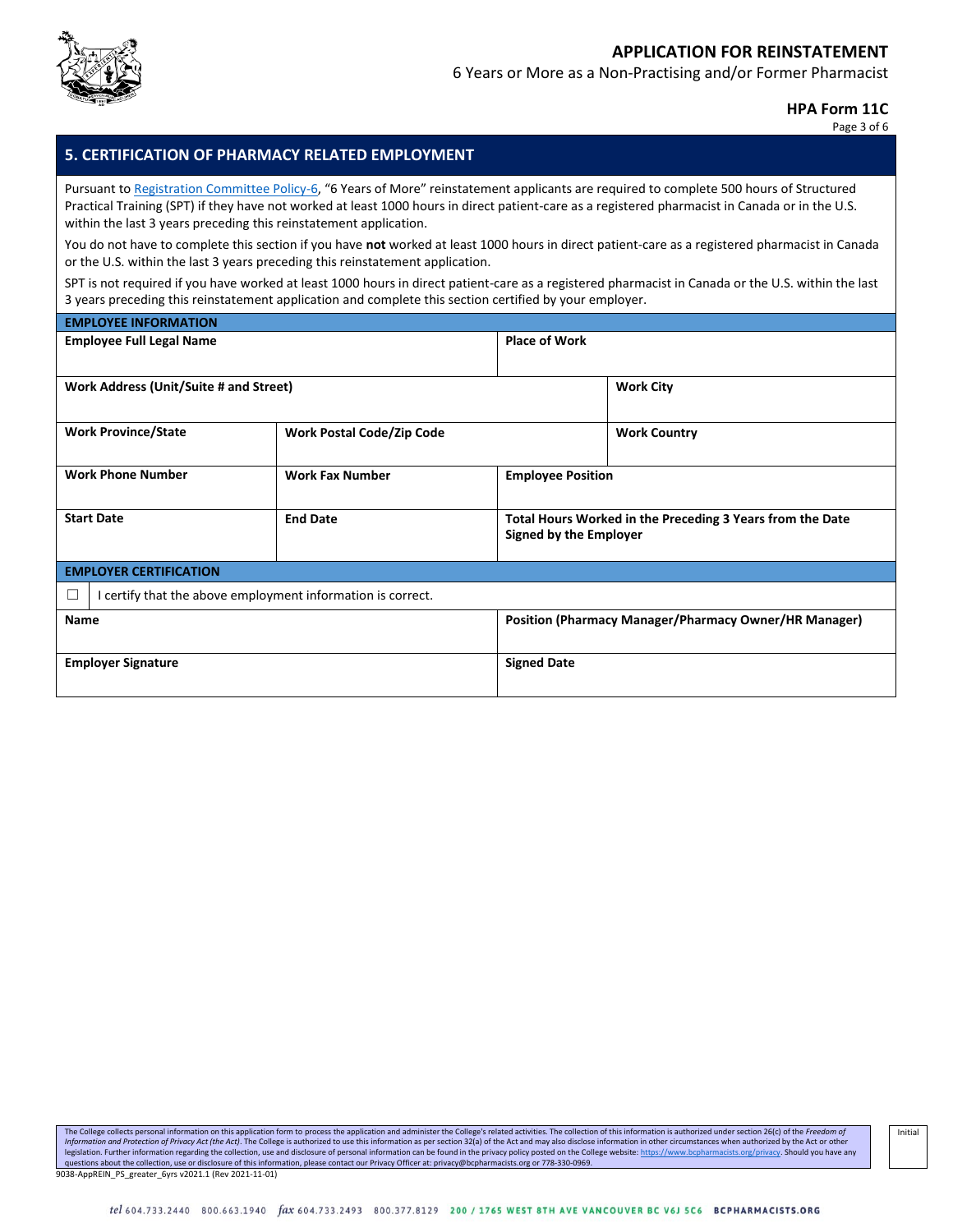# APPLICATION FOR REINSTATEMENT

6 Years or More as a Non-Practising and/or Former Pharmacist

**HPA Form 11C**

## 5. CERTIFICATION OF PHARMACY RELATED EMPLOYMENT

Pursuant to Registration Committee Policy-6, "6 Years of More" reinstatement applicants are required to complete 500 hours of Structured Practical Training (SPT) if they have not worked at least 1000 hours in direct patient-care as a registered pharmacist in Canada or in the U.S. within the last 3 years preceding this reinstatement application.

You do not have to complete this section if you have **not** worked at least 1000 hours in direct patient-care as a registered pharmacist in Canada or the U.S. within the last 3 years preceding this reinstatement application.

SPT is not required if you have worked at least 1000 hours in direct patient-care as a registered pharmacist in Canada or the U.S. within the last 3 years preceding this reinstatement application and complete this section certified by your employer.

### EMPLOYEE INFORMATION

| | | |
|---|---|---|
| **Employee Full Legal Name** | | **Place of Work** |
| **Work Address (Unit/Suite # and Street)** | | **Work City** |
| **Work Province/State** | **Work Postal Code/Zip Code** | **Work Country** |
| **Work Phone Number** | **Work Fax Number** | **Employee Position** |
| **Start Date** | **End Date** | **Total Hours Worked in the Preceding 3 Years from the Date Signed by the Employer** |

### EMPLOYER CERTIFICATION

☐ I certify that the above employment information is correct.

| | |
|---|---|
| **Name** | **Position (Pharmacy Manager/Pharmacy Owner/HR Manager)** |
| **Employer Signature** | **Signed Date** |

The College collects personal information on this application form to process the application and administer the College's related activities. The collection of this information is authorized under section 26(c) of the *Freedom of Information and Protection of Privacy Act (the Act)*. The College is authorized to use this information as per section 32(a) of the Act and may also disclose information in other circumstances when authorized by the Act or other legislation. Further information regarding the collection, use and disclosure of personal information can be found in the privacy policy posted on the College website: https://www.bcpharmacists.org/privacy. Should you have any questions about the collection, use or disclosure of this information, please contact our Privacy Officer at: privacy@bcpharmacists.org or 778-330-0969.

Initial

9038-AppREIN_PS_greater_6yrs v2021.1 (Rev 2021-11-01)

tel 604.733.2440 800.663.1940 fax 604.733.2493 800.377.8129 200 / 1765 WEST 8TH AVE VANCOUVER BC V6J 5C6 BCPHARMACISTS.ORG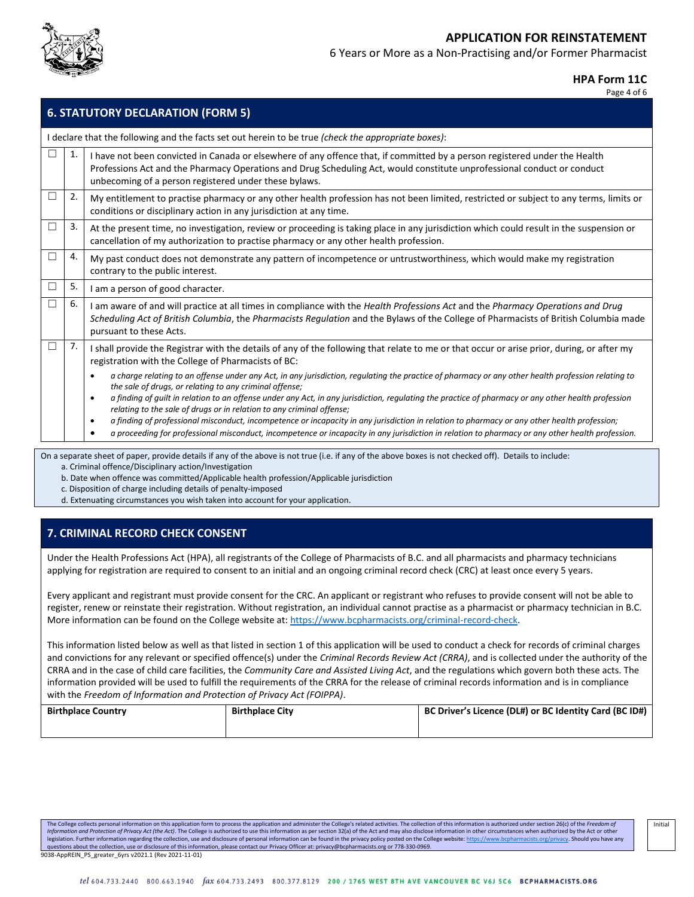# APPLICATION FOR REINSTATEMENT

6 Years or More as a Non-Practising and/or Former Pharmacist

**HPA Form 11C**

## 6. STATUTORY DECLARATION (FORM 5)

I declare that the following and the facts set out herein to be true *(check the appropriate boxes)*:

| | | |
|---|---|---|
| ☐ | 1. | I have not been convicted in Canada or elsewhere of any offence that, if committed by a person registered under the Health Professions Act and the Pharmacy Operations and Drug Scheduling Act, would constitute unprofessional conduct or conduct unbecoming of a person registered under these bylaws. |
| ☐ | 2. | My entitlement to practise pharmacy or any other health profession has not been limited, restricted or subject to any terms, limits or conditions or disciplinary action in any jurisdiction at any time. |
| ☐ | 3. | At the present time, no investigation, review or proceeding is taking place in any jurisdiction which could result in the suspension or cancellation of my authorization to practise pharmacy or any other health profession. |
| ☐ | 4. | My past conduct does not demonstrate any pattern of incompetence or untrustworthiness, which would make my registration contrary to the public interest. |
| ☐ | 5. | I am a person of good character. |
| ☐ | 6. | I am aware of and will practice at all times in compliance with the *Health Professions Act* and the *Pharmacy Operations and Drug Scheduling Act of British Columbia*, the *Pharmacists Regulation* and the Bylaws of the College of Pharmacists of British Columbia made pursuant to these Acts. |
| ☐ | 7. | I shall provide the Registrar with the details of any of the following that relate to me or that occur or arise prior, during, or after my registration with the College of Pharmacists of BC: <br>• *a charge relating to an offense under any Act, in any jurisdiction, regulating the practice of pharmacy or any other health profession relating to the sale of drugs, or relating to any criminal offense;* <br>• *a finding of guilt in relation to an offense under any Act, in any jurisdiction, regulating the practice of pharmacy or any other health profession relating to the sale of drugs or in relation to any criminal offense;* <br>• *a finding of professional misconduct, incompetence or incapacity in any jurisdiction in relation to pharmacy or any other health profession;* <br>• *a proceeding for professional misconduct, incompetence or incapacity in any jurisdiction in relation to pharmacy or any other health profession.* |

On a separate sheet of paper, provide details if any of the above is not true (i.e. if any of the above boxes is not checked off). Details to include:

a. Criminal offence/Disciplinary action/Investigation
b. Date when offence was committed/Applicable health profession/Applicable jurisdiction
c. Disposition of charge including details of penalty-imposed
d. Extenuating circumstances you wish taken into account for your application.

## 7. CRIMINAL RECORD CHECK CONSENT

Under the Health Professions Act (HPA), all registrants of the College of Pharmacists of B.C. and all pharmacists and pharmacy technicians applying for registration are required to consent to an initial and an ongoing criminal record check (CRC) at least once every 5 years.

Every applicant and registrant must provide consent for the CRC. An applicant or registrant who refuses to provide consent will not be able to register, renew or reinstate their registration. Without registration, an individual cannot practise as a pharmacist or pharmacy technician in B.C. More information can be found on the College website at: https://www.bcpharmacists.org/criminal-record-check.

This information listed below as well as that listed in section 1 of this application will be used to conduct a check for records of criminal charges and convictions for any relevant or specified offence(s) under the *Criminal Records Review Act (CRRA)*, and is collected under the authority of the CRRA and in the case of child care facilities, the *Community Care and Assisted Living Act*, and the regulations which govern both these acts. The information provided will be used to fulfill the requirements of the CRRA for the release of criminal records information and is in compliance with the *Freedom of Information and Protection of Privacy Act (FOIPPA)*.

| Birthplace Country | Birthplace City | BC Driver's Licence (DL#) or BC Identity Card (BC ID#) |
|---|---|---|
| | | |

The College collects personal information on this application form to process the application and administer the College's related activities. The collection of this information is authorized under section 26(c) of the *Freedom of Information and Protection of Privacy Act (the Act)*. The College is authorized to use this information as per section 32(a) of the Act and may also disclose information in other circumstances when authorized by the Act or other legislation. Further information regarding the collection, use and disclosure of personal information can be found in the privacy policy posted on the College website: https://www.bcpharmacists.org/privacy. Should you have any questions about the collection, use or disclosure of this information, please contact our Privacy Officer at: privacy@bcpharmacists.org or 778-330-0969.

9038-AppREIN_PS_greater_6yrs v2021.1 (Rev 2021-11-01)

Initial

tel 604.733.2440 800.663.1940 fax 604.733.2493 800.377.8129 200 / 1765 WEST 8TH AVE VANCOUVER BC V6J 5C6 BCPHARMACISTS.ORG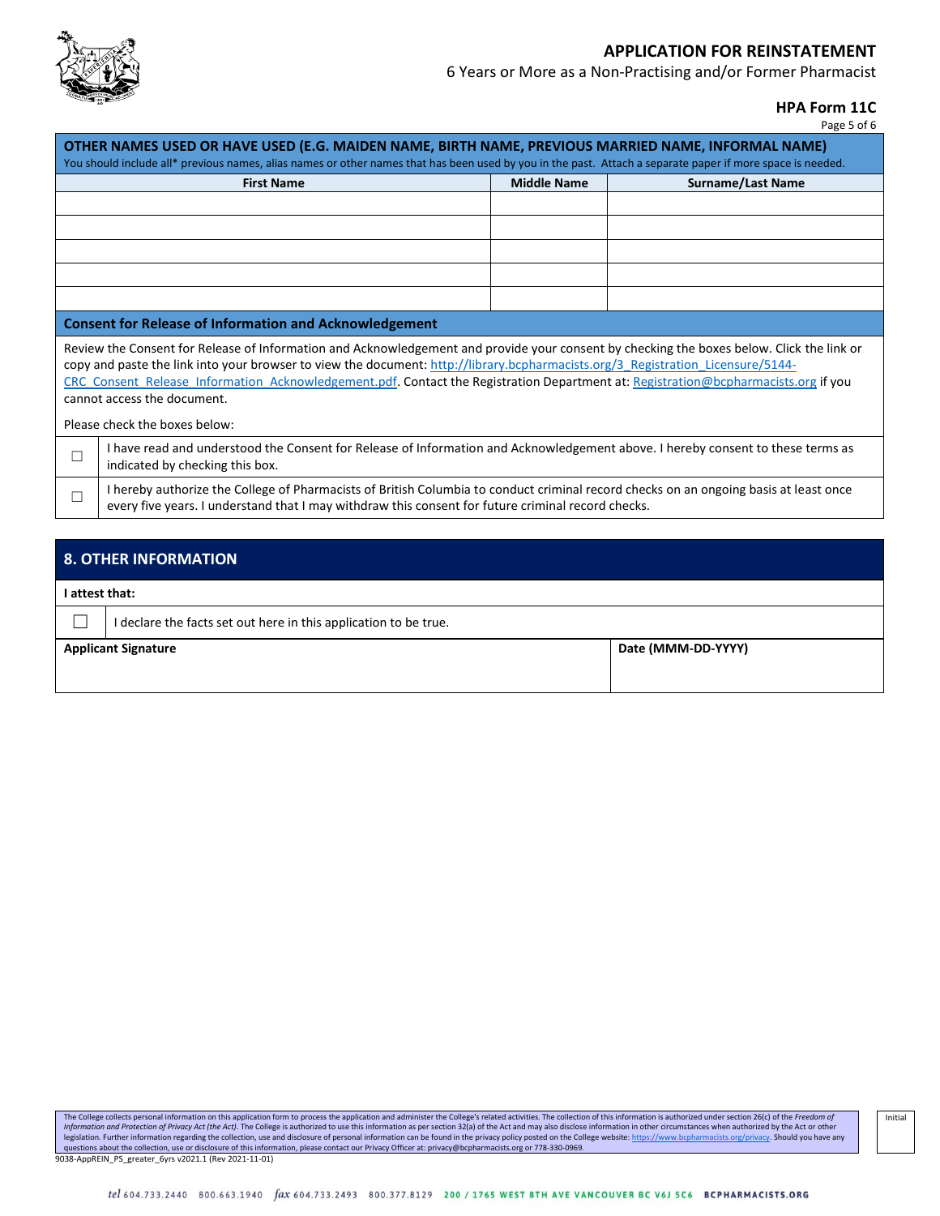## OTHER NAMES USED OR HAVE USED (E.G. MAIDEN NAME, BIRTH NAME, PREVIOUS MARRIED NAME, INFORMAL NAME)

You should include all* previous names, alias names or other names that has been used by you in the past. Attach a separate paper if more space is needed.

| First Name | Middle Name | Surname/Last Name |
|---|---|---|
| | | |
| | | |
| | | |
| | | |
| | | |

### Consent for Release of Information and Acknowledgement

Review the Consent for Release of Information and Acknowledgement and provide your consent by checking the boxes below. Click the link or copy and paste the link into your browser to view the document: http://library.bcpharmacists.org/3_Registration_Licensure/5144-CRC_Consent_Release_Information_Acknowledgement.pdf. Contact the Registration Department at: Registration@bcpharmacists.org if you cannot access the document.

Please check the boxes below:

- ☐ I have read and understood the Consent for Release of Information and Acknowledgement above. I hereby consent to these terms as indicated by checking this box.
- ☐ I hereby authorize the College of Pharmacists of British Columbia to conduct criminal record checks on an ongoing basis at least once every five years. I understand that I may withdraw this consent for future criminal record checks.

## 8. OTHER INFORMATION

**I attest that:**

- ☐ I declare the facts set out here in this application to be true.

| Applicant Signature | Date (MMM-DD-YYYY) |
|---|---|
| | |

The College collects personal information on this application form to process the application and administer the College's related activities. The collection of this information is authorized under section 26(c) of the *Freedom of Information and Protection of Privacy Act (the Act)*. The College is authorized to use this information as per section 32(a) of the Act and may also disclose information in other circumstances when authorized by the Act or other legislation. Further information regarding the collection, use and disclosure of personal information can be found in the privacy policy posted on the College website: https://www.bcpharmacists.org/privacy. Should you have any questions about the collection, use or disclosure of this information, please contact our Privacy Officer at: privacy@bcpharmacists.org or 778-330-0969.

Initial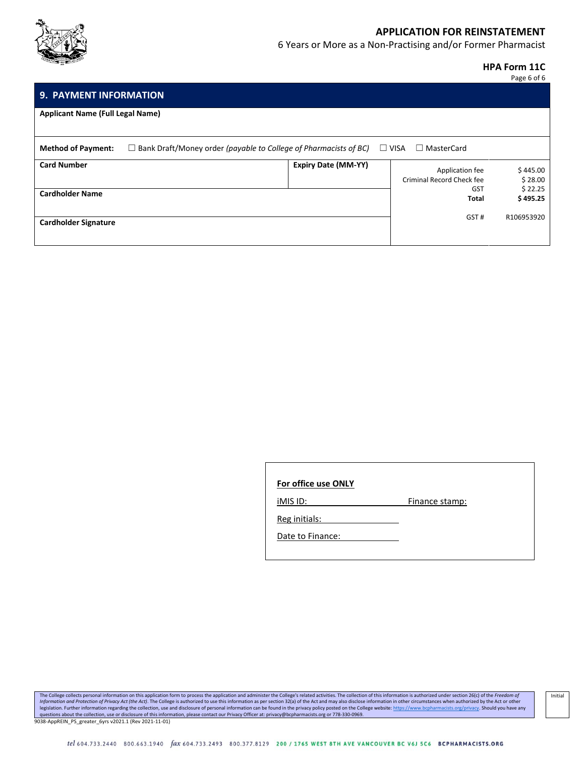## 9. PAYMENT INFORMATION

**Applicant Name (Full Legal Name)**

**Method of Payment:** ☐ Bank Draft/Money order *(payable to College of Pharmacists of BC)* ☐ VISA ☐ MasterCard

| | | | |
|---|---|---|---|
| **Card Number** | **Expiry Date (MM-YY)** | Application fee | $ 445.00 |
| | | Criminal Record Check fee | $ 28.00 |
| **Cardholder Name** | | GST | $ 22.25 |
| | | **Total** | **$ 495.25** |
| **Cardholder Signature** | | GST # | R106953920 |

**For office use ONLY**

iMIS ID: ______________________ Finance stamp:

Reg initials: ______________________

Date to Finance: ______________________

The College collects personal information on this application form to process the application and administer the College's related activities. The collection of this information is authorized under section 26(c) of the *Freedom of Information and Protection of Privacy Act (the Act)*. The College is authorized to use this information as per section 32(a) of the Act and may also disclose information in other circumstances when authorized by the Act or other legislation. Further information regarding the collection, use and disclosure of personal information can be found in the privacy policy posted on the College website: https://www.bcpharmacists.org/privacy. Should you have any questions about the collection, use or disclosure of this information, please contact our Privacy Officer at: privacy@bcpharmacists.org or 778-330-0969.

Initial

9038-AppREIN_PS_greater_6yrs v2021.1 (Rev 2021-11-01)